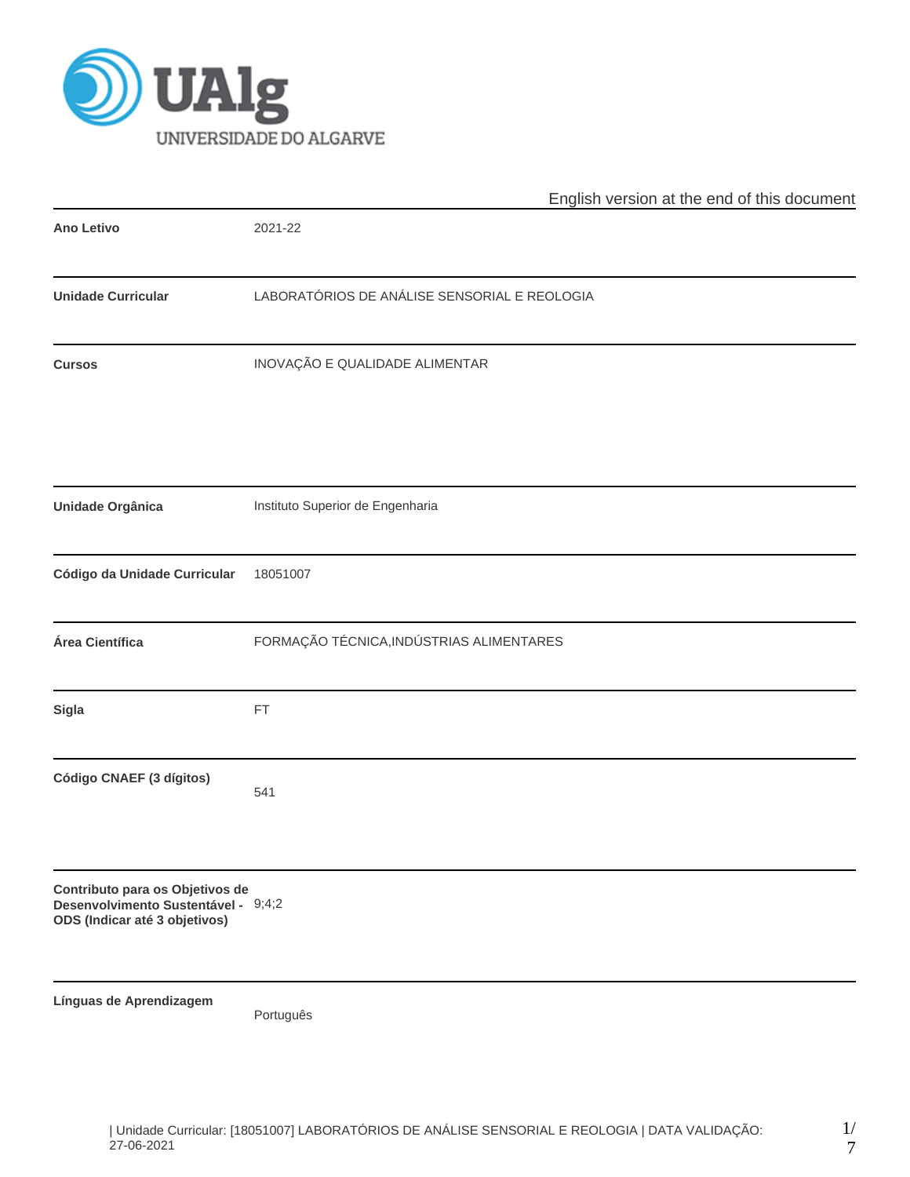English version at the end of this document

| | |
|---|---|
| **Ano Letivo** | 2021-22 |
| **Unidade Curricular** | LABORATÓRIOS DE ANÁLISE SENSORIAL E REOLOGIA |
| **Cursos** | INOVAÇÃO E QUALIDADE ALIMENTAR |
| **Unidade Orgânica** | Instituto Superior de Engenharia |
| **Código da Unidade Curricular** | 18051007 |
| **Área Científica** | FORMAÇÃO TÉCNICA,INDÚSTRIAS ALIMENTARES |
| **Sigla** | FT |
| **Código CNAEF (3 dígitos)** | 541 |
| **Contributo para os Objetivos de Desenvolvimento Sustentável - ODS (Indicar até 3 objetivos)** | 9;4;2 |
| **Línguas de Aprendizagem** | Português |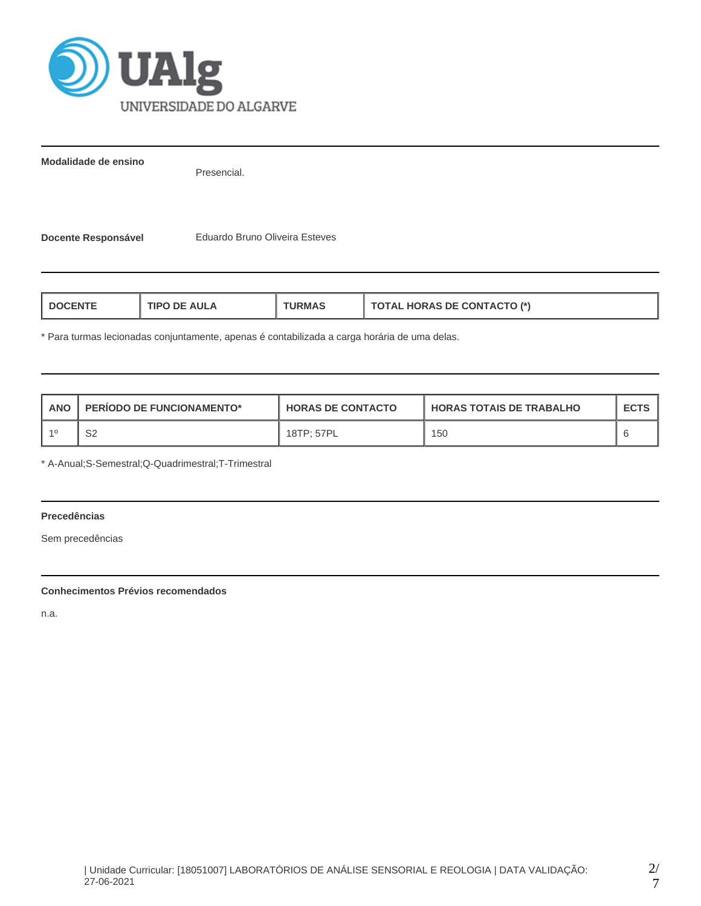**Modalidade de ensino**

Presencial.

**Docente Responsável** Eduardo Bruno Oliveira Esteves

| DOCENTE | TIPO DE AULA | TURMAS | TOTAL HORAS DE CONTACTO (*) |
|---|---|---|---|

* Para turmas lecionadas conjuntamente, apenas é contabilizada a carga horária de uma delas.

| ANO | PERÍODO DE FUNCIONAMENTO* | HORAS DE CONTACTO | HORAS TOTAIS DE TRABALHO | ECTS |
|---|---|---|---|---|
| 1º | S2 | 18TP; 57PL | 150 | 6 |

* A-Anual;S-Semestral;Q-Quadrimestral;T-Trimestral

**Precedências**

Sem precedências

**Conhecimentos Prévios recomendados**

n.a.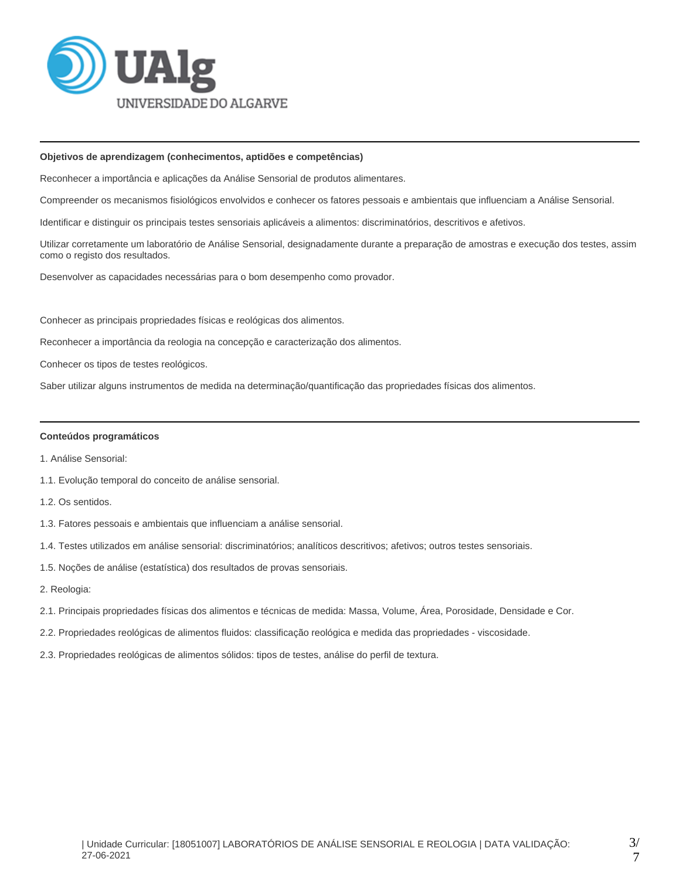**Objetivos de aprendizagem (conhecimentos, aptidões e competências)**

Reconhecer a importância e aplicações da Análise Sensorial de produtos alimentares.

Compreender os mecanismos fisiológicos envolvidos e conhecer os fatores pessoais e ambientais que influenciam a Análise Sensorial.

Identificar e distinguir os principais testes sensoriais aplicáveis a alimentos: discriminatórios, descritivos e afetivos.

Utilizar corretamente um laboratório de Análise Sensorial, designadamente durante a preparação de amostras e execução dos testes, assim como o registo dos resultados.

Desenvolver as capacidades necessárias para o bom desempenho como provador.

Conhecer as principais propriedades físicas e reológicas dos alimentos.

Reconhecer a importância da reologia na concepção e caracterização dos alimentos.

Conhecer os tipos de testes reológicos.

Saber utilizar alguns instrumentos de medida na determinação/quantificação das propriedades físicas dos alimentos.

---

**Conteúdos programáticos**

1. Análise Sensorial:

1.1. Evolução temporal do conceito de análise sensorial.

1.2. Os sentidos.

1.3. Fatores pessoais e ambientais que influenciam a análise sensorial.

1.4. Testes utilizados em análise sensorial: discriminatórios; analíticos descritivos; afetivos; outros testes sensoriais.

1.5. Noções de análise (estatística) dos resultados de provas sensoriais.

2. Reologia:

2.1. Principais propriedades físicas dos alimentos e técnicas de medida: Massa, Volume, Área, Porosidade, Densidade e Cor.

2.2. Propriedades reológicas de alimentos fluidos: classificação reológica e medida das propriedades - viscosidade.

2.3. Propriedades reológicas de alimentos sólidos: tipos de testes, análise do perfil de textura.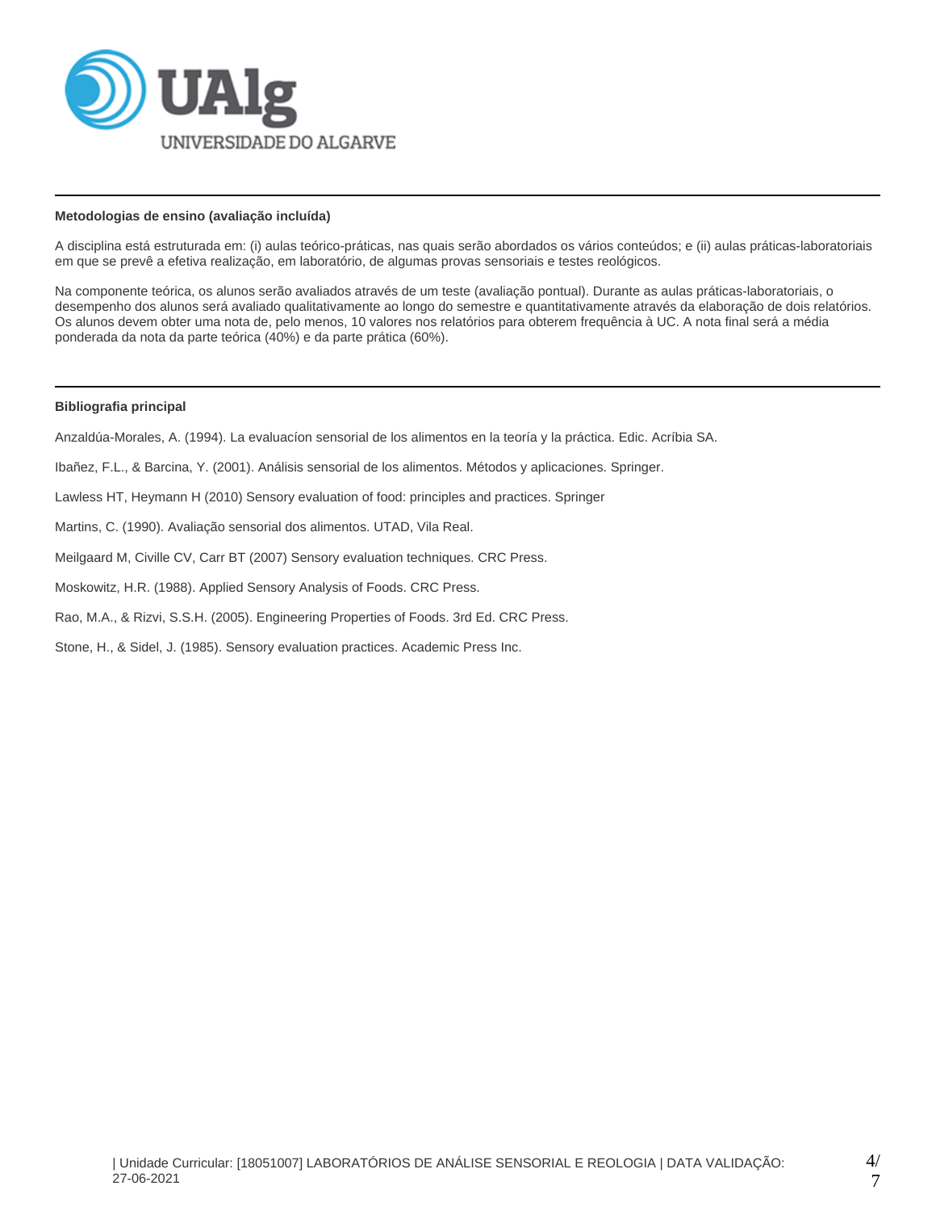**Metodologias de ensino (avaliação incluída)**

A disciplina está estruturada em: (i) aulas teórico-práticas, nas quais serão abordados os vários conteúdos; e (ii) aulas práticas-laboratoriais em que se prevê a efetiva realização, em laboratório, de algumas provas sensoriais e testes reológicos.

Na componente teórica, os alunos serão avaliados através de um teste (avaliação pontual). Durante as aulas práticas-laboratoriais, o desempenho dos alunos será avaliado qualitativamente ao longo do semestre e quantitativamente através da elaboração de dois relatórios. Os alunos devem obter uma nota de, pelo menos, 10 valores nos relatórios para obterem frequência à UC. A nota final será a média ponderada da nota da parte teórica (40%) e da parte prática (60%).

**Bibliografia principal**

Anzaldúa-Morales, A. (1994). La evaluacíon sensorial de los alimentos en la teoría y la práctica. Edic. Acríbia SA.

Ibañez, F.L., & Barcina, Y. (2001). Análisis sensorial de los alimentos. Métodos y aplicaciones. Springer.

Lawless HT, Heymann H (2010) Sensory evaluation of food: principles and practices. Springer

Martins, C. (1990). Avaliação sensorial dos alimentos. UTAD, Vila Real.

Meilgaard M, Civille CV, Carr BT (2007) Sensory evaluation techniques. CRC Press.

Moskowitz, H.R. (1988). Applied Sensory Analysis of Foods. CRC Press.

Rao, M.A., & Rizvi, S.S.H. (2005). Engineering Properties of Foods. 3rd Ed. CRC Press.

Stone, H., & Sidel, J. (1985). Sensory evaluation practices. Academic Press Inc.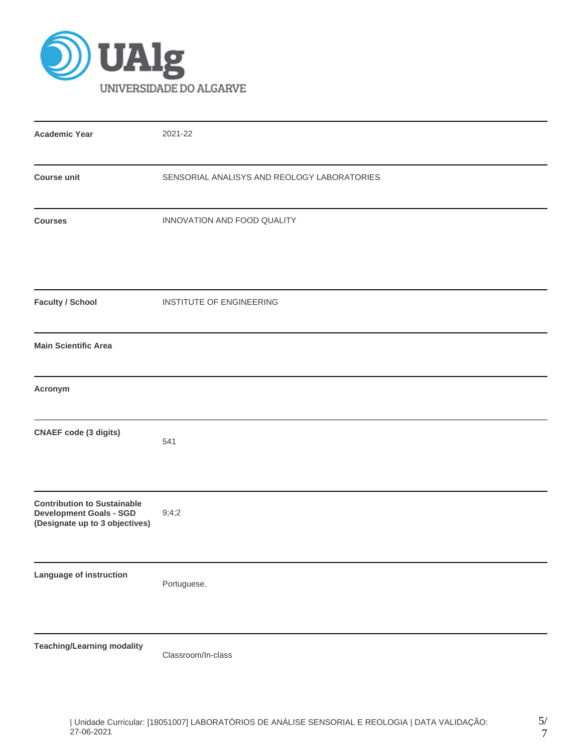| | |
|---|---|
| **Academic Year** | 2021-22 |
| **Course unit** | SENSORIAL ANALISYS AND REOLOGY LABORATORIES |
| **Courses** | INNOVATION AND FOOD QUALITY |
| **Faculty / School** | INSTITUTE OF ENGINEERING |
| **Main Scientific Area** | |
| **Acronym** | |
| **CNAEF code (3 digits)** | 541 |
| **Contribution to Sustainable Development Goals - SGD (Designate up to 3 objectives)** | 9;4;2 |
| **Language of instruction** | Portuguese. |
| **Teaching/Learning modality** | Classroom/In-class |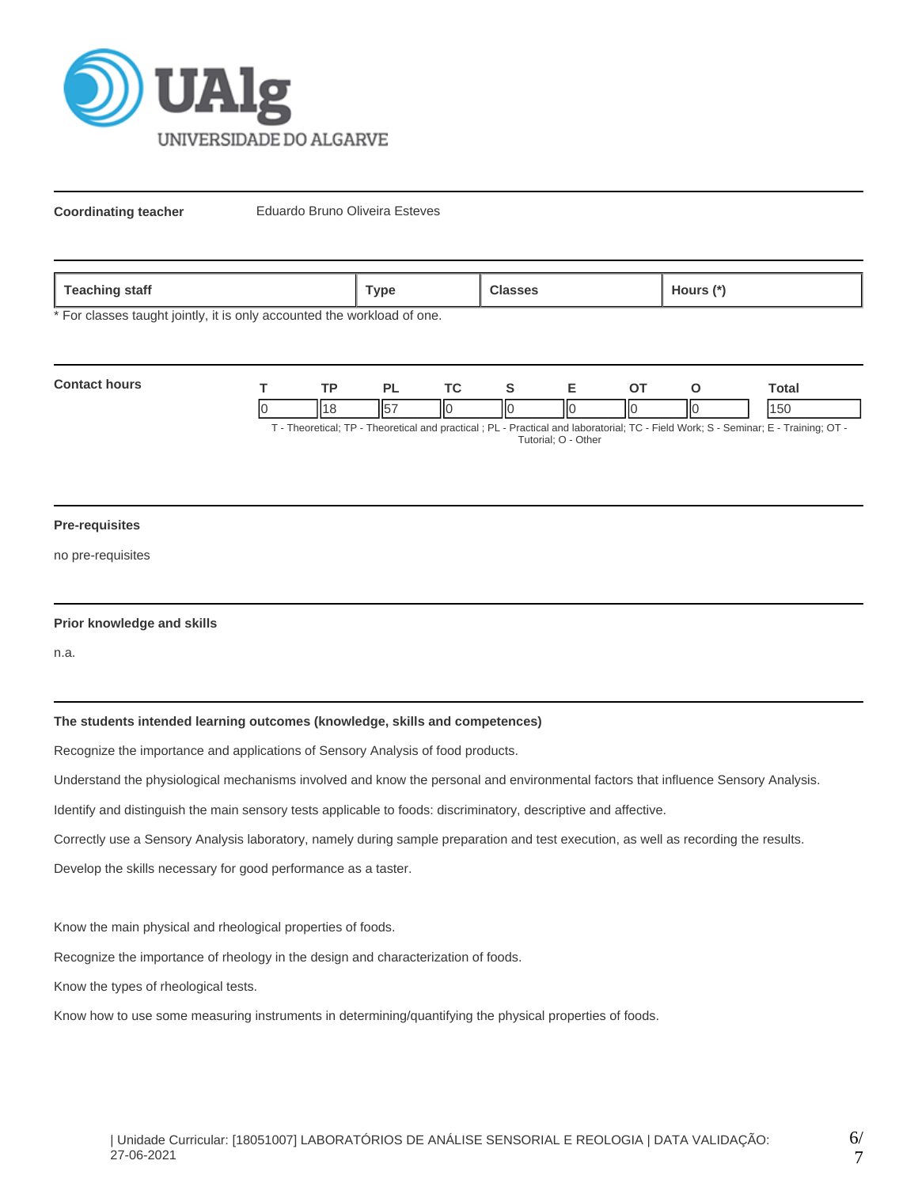**Coordinating teacher** Eduardo Bruno Oliveira Esteves

| Teaching staff | Type | Classes | Hours (*) |
|---|---|---|---|

\* For classes taught jointly, it is only accounted the workload of one.

**Contact hours**

| T | TP | PL | TC | S | E | OT | O | Total |
|---|---|---|---|---|---|---|---|---|
| 0 | 18 | 57 | 0 | 0 | 0 | 0 | 0 | 150 |

T - Theoretical; TP - Theoretical and practical ; PL - Practical and laboratorial; TC - Field Work; S - Seminar; E - Training; OT - Tutorial; O - Other

**Pre-requisites**

no pre-requisites

**Prior knowledge and skills**

n.a.

**The students intended learning outcomes (knowledge, skills and competences)**

Recognize the importance and applications of Sensory Analysis of food products.

Understand the physiological mechanisms involved and know the personal and environmental factors that influence Sensory Analysis.

Identify and distinguish the main sensory tests applicable to foods: discriminatory, descriptive and affective.

Correctly use a Sensory Analysis laboratory, namely during sample preparation and test execution, as well as recording the results.

Develop the skills necessary for good performance as a taster.

Know the main physical and rheological properties of foods.

Recognize the importance of rheology in the design and characterization of foods.

Know the types of rheological tests.

Know how to use some measuring instruments in determining/quantifying the physical properties of foods.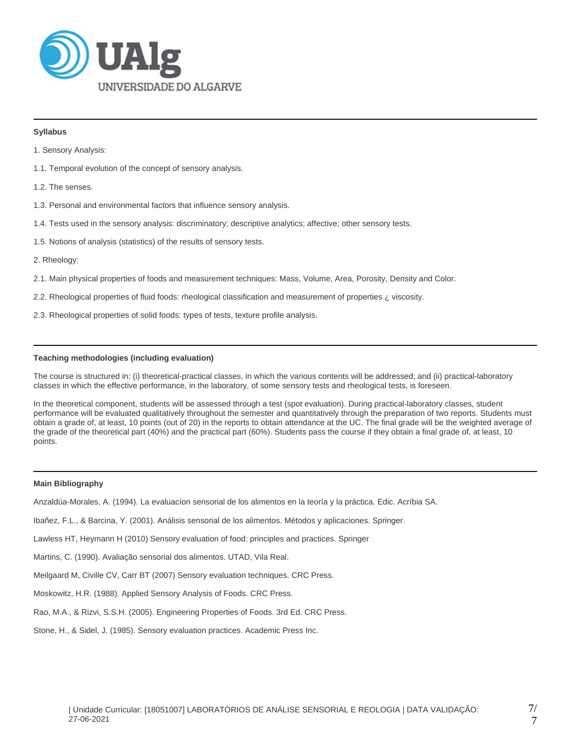## Syllabus

1. Sensory Analysis:

1.1. Temporal evolution of the concept of sensory analysis.

1.2. The senses.

1.3. Personal and environmental factors that influence sensory analysis.

1.4. Tests used in the sensory analysis: discriminatory; descriptive analytics; affective; other sensory tests.

1.5. Notions of analysis (statistics) of the results of sensory tests.

2. Rheology:

2.1. Main physical properties of foods and measurement techniques: Mass, Volume, Area, Porosity, Density and Color.

2.2. Rheological properties of fluid foods: rheological classification and measurement of properties ¿ viscosity.

2.3. Rheological properties of solid foods: types of tests, texture profile analysis.

## Teaching methodologies (including evaluation)

The course is structured in: (i) theoretical-practical classes, in which the various contents will be addressed; and (ii) practical-laboratory classes in which the effective performance, in the laboratory, of some sensory tests and rheological tests, is foreseen.

In the theoretical component, students will be assessed through a test (spot evaluation). During practical-laboratory classes, student performance will be evaluated qualitatively throughout the semester and quantitatively through the preparation of two reports. Students must obtain a grade of, at least, 10 points (out of 20) in the reports to obtain attendance at the UC. The final grade will be the weighted average of the grade of the theoretical part (40%) and the practical part (60%). Students pass the course if they obtain a final grade of, at least, 10 points.

## Main Bibliography

Anzaldúa-Morales, A. (1994). La evaluacíon sensorial de los alimentos en la teoría y la práctica. Edic. Acríbia SA.

Ibañez, F.L., & Barcina, Y. (2001). Análisis sensorial de los alimentos. Métodos y aplicaciones. Springer.

Lawless HT, Heymann H (2010) Sensory evaluation of food: principles and practices. Springer

Martins, C. (1990). Avaliação sensorial dos alimentos. UTAD, Vila Real.

Meilgaard M, Civille CV, Carr BT (2007) Sensory evaluation techniques. CRC Press.

Moskowitz, H.R. (1988). Applied Sensory Analysis of Foods. CRC Press.

Rao, M.A., & Rizvi, S.S.H. (2005). Engineering Properties of Foods. 3rd Ed. CRC Press.

Stone, H., & Sidel, J. (1985). Sensory evaluation practices. Academic Press Inc.